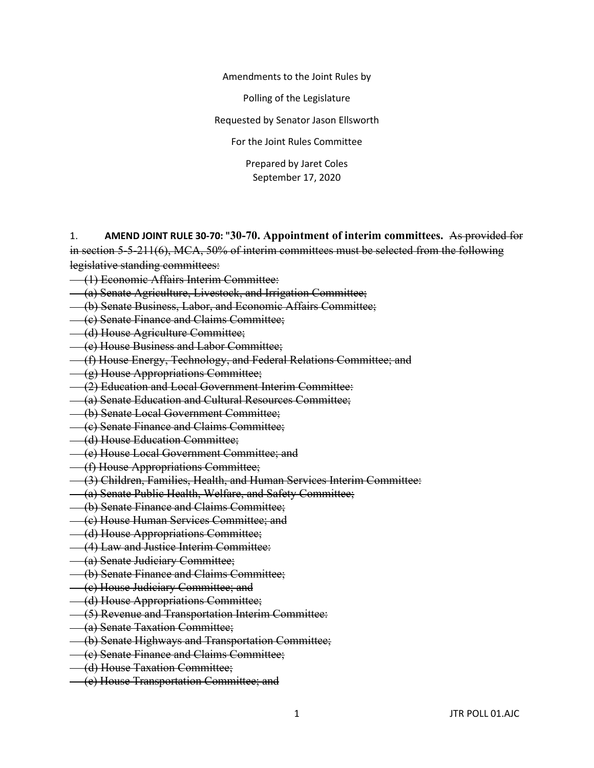Amendments to the Joint Rules by

Polling of the Legislature

Requested by Senator Jason Ellsworth

For the Joint Rules Committee

Prepared by Jaret Coles
September 17, 2020

1. **AMEND JOINT RULE 30-70: "30-70. Appointment of interim committees.** ~~As provided for in section 5-5-211(6), MCA, 50% of interim committees must be selected from the following legislative standing committees:~~

~~(1) Economic Affairs Interim Committee:~~
~~(a) Senate Agriculture, Livestock, and Irrigation Committee;~~
~~(b) Senate Business, Labor, and Economic Affairs Committee;~~
~~(c) Senate Finance and Claims Committee;~~
~~(d) House Agriculture Committee;~~
~~(e) House Business and Labor Committee;~~
~~(f) House Energy, Technology, and Federal Relations Committee; and~~
~~(g) House Appropriations Committee;~~
~~(2) Education and Local Government Interim Committee:~~
~~(a) Senate Education and Cultural Resources Committee;~~
~~(b) Senate Local Government Committee;~~
~~(c) Senate Finance and Claims Committee;~~
~~(d) House Education Committee;~~
~~(e) House Local Government Committee; and~~
~~(f) House Appropriations Committee;~~
~~(3) Children, Families, Health, and Human Services Interim Committee:~~
~~(a) Senate Public Health, Welfare, and Safety Committee;~~
~~(b) Senate Finance and Claims Committee;~~
~~(c) House Human Services Committee; and~~
~~(d) House Appropriations Committee;~~
~~(4) Law and Justice Interim Committee:~~
~~(a) Senate Judiciary Committee;~~
~~(b) Senate Finance and Claims Committee;~~
~~(c) House Judiciary Committee; and~~
~~(d) House Appropriations Committee;~~
~~(5) Revenue and Transportation Interim Committee:~~
~~(a) Senate Taxation Committee;~~
~~(b) Senate Highways and Transportation Committee;~~
~~(c) Senate Finance and Claims Committee;~~
~~(d) House Taxation Committee;~~
~~(e) House Transportation Committee; and~~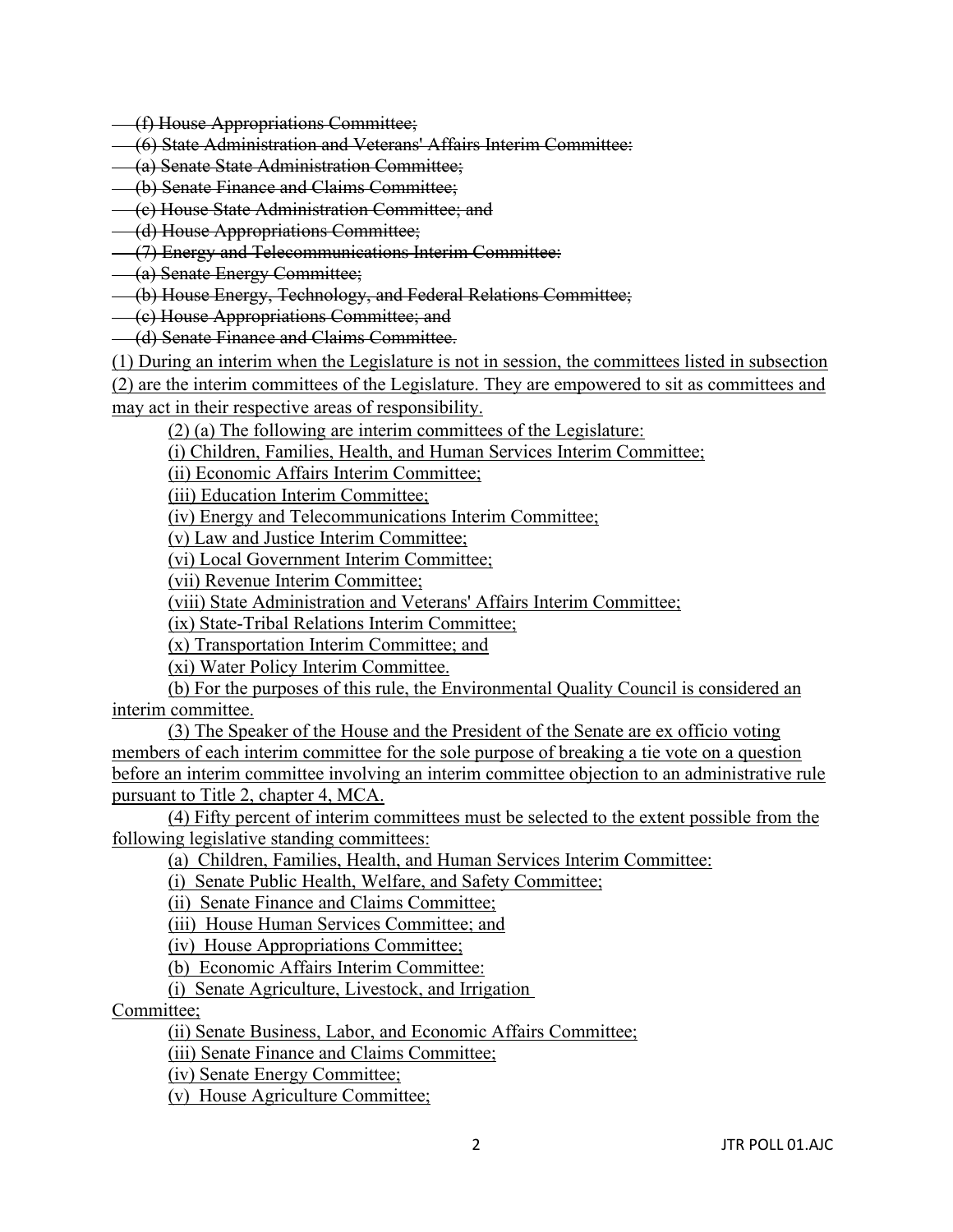~~(f) House Appropriations Committee;~~
~~(6) State Administration and Veterans' Affairs Interim Committee:~~
~~(a) Senate State Administration Committee;~~
~~(b) Senate Finance and Claims Committee;~~
~~(c) House State Administration Committee; and~~
~~(d) House Appropriations Committee;~~
~~(7) Energy and Telecommunications Interim Committee:~~
~~(a) Senate Energy Committee;~~
~~(b) House Energy, Technology, and Federal Relations Committee;~~
~~(c) House Appropriations Committee; and~~
~~(d) Senate Finance and Claims Committee.~~

<u>(1) During an interim when the Legislature is not in session, the committees listed in subsection (2) are the interim committees of the Legislature. They are empowered to sit as committees and may act in their respective areas of responsibility.</u>

<u>(2) (a) The following are interim committees of the Legislature:</u>

<u>(i) Children, Families, Health, and Human Services Interim Committee;</u>

<u>(ii) Economic Affairs Interim Committee;</u>

<u>(iii) Education Interim Committee;</u>

<u>(iv) Energy and Telecommunications Interim Committee;</u>

<u>(v) Law and Justice Interim Committee;</u>

<u>(vi) Local Government Interim Committee;</u>

<u>(vii) Revenue Interim Committee;</u>

<u>(viii) State Administration and Veterans' Affairs Interim Committee;</u>

<u>(ix) State-Tribal Relations Interim Committee;</u>

<u>(x) Transportation Interim Committee; and</u>

<u>(xi) Water Policy Interim Committee.</u>

<u>(b) For the purposes of this rule, the Environmental Quality Council is considered an interim committee.</u>

<u>(3) The Speaker of the House and the President of the Senate are ex officio voting members of each interim committee for the sole purpose of breaking a tie vote on a question before an interim committee involving an interim committee objection to an administrative rule pursuant to Title 2, chapter 4, MCA.</u>

<u>(4) Fifty percent of interim committees must be selected to the extent possible from the following legislative standing committees:</u>

<u>(a) Children, Families, Health, and Human Services Interim Committee:</u>

<u>(i) Senate Public Health, Welfare, and Safety Committee;</u>

<u>(ii) Senate Finance and Claims Committee;</u>

<u>(iii) House Human Services Committee; and</u>

<u>(iv) House Appropriations Committee;</u>

<u>(b) Economic Affairs Interim Committee:</u>

<u>(i) Senate Agriculture, Livestock, and Irrigation Committee;</u>

<u>(ii) Senate Business, Labor, and Economic Affairs Committee;</u>

<u>(iii) Senate Finance and Claims Committee;</u>

<u>(iv) Senate Energy Committee;</u>

<u>(v) House Agriculture Committee;</u>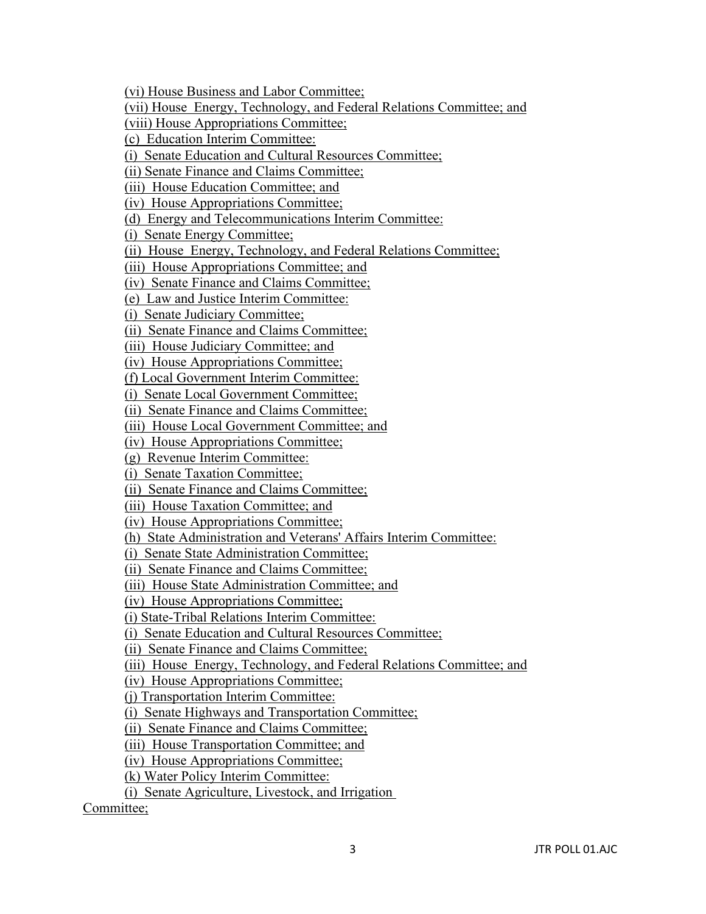(vi) House Business and Labor Committee;

(vii) House Energy, Technology, and Federal Relations Committee; and

(viii) House Appropriations Committee;

(c) Education Interim Committee:

(i) Senate Education and Cultural Resources Committee;

(ii) Senate Finance and Claims Committee;

(iii) House Education Committee; and

(iv) House Appropriations Committee;

(d) Energy and Telecommunications Interim Committee:

(i) Senate Energy Committee;

(ii) House Energy, Technology, and Federal Relations Committee;

(iii) House Appropriations Committee; and

(iv) Senate Finance and Claims Committee;

(e) Law and Justice Interim Committee:

(i) Senate Judiciary Committee;

(ii) Senate Finance and Claims Committee;

(iii) House Judiciary Committee; and

(iv) House Appropriations Committee;

(f) Local Government Interim Committee:

(i) Senate Local Government Committee;

(ii) Senate Finance and Claims Committee;

(iii) House Local Government Committee; and

(iv) House Appropriations Committee;

(g) Revenue Interim Committee:

(i) Senate Taxation Committee;

(ii) Senate Finance and Claims Committee;

(iii) House Taxation Committee; and

(iv) House Appropriations Committee;

(h) State Administration and Veterans' Affairs Interim Committee:

(i) Senate State Administration Committee;

(ii) Senate Finance and Claims Committee;

(iii) House State Administration Committee; and

(iv) House Appropriations Committee;

(i) State-Tribal Relations Interim Committee:

(i) Senate Education and Cultural Resources Committee;

(ii) Senate Finance and Claims Committee;

(iii) House Energy, Technology, and Federal Relations Committee; and

(iv) House Appropriations Committee;

(j) Transportation Interim Committee:

(i) Senate Highways and Transportation Committee;

(ii) Senate Finance and Claims Committee;

(iii) House Transportation Committee; and

(iv) House Appropriations Committee;

(k) Water Policy Interim Committee:

(i) Senate Agriculture, Livestock, and Irrigation Committee;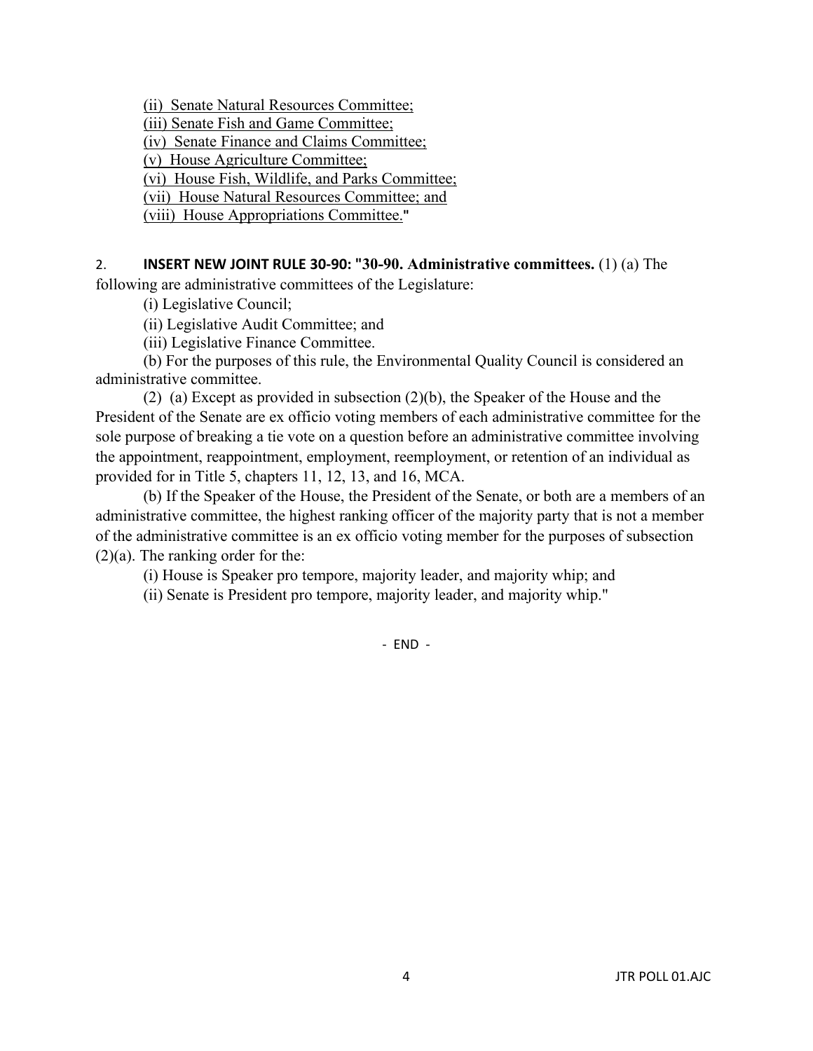(ii) Senate Natural Resources Committee;

(iii) Senate Fish and Game Committee;

(iv) Senate Finance and Claims Committee;

(v) House Agriculture Committee;

(vi) House Fish, Wildlife, and Parks Committee;

(vii) House Natural Resources Committee; and

(viii) House Appropriations Committee."

2. **INSERT NEW JOINT RULE 30-90: "30-90. Administrative committees.** (1) (a) The following are administrative committees of the Legislature:

(i) Legislative Council;

(ii) Legislative Audit Committee; and

(iii) Legislative Finance Committee.

(b) For the purposes of this rule, the Environmental Quality Council is considered an administrative committee.

(2) (a) Except as provided in subsection (2)(b), the Speaker of the House and the President of the Senate are ex officio voting members of each administrative committee for the sole purpose of breaking a tie vote on a question before an administrative committee involving the appointment, reappointment, employment, reemployment, or retention of an individual as provided for in Title 5, chapters 11, 12, 13, and 16, MCA.

(b) If the Speaker of the House, the President of the Senate, or both are a members of an administrative committee, the highest ranking officer of the majority party that is not a member of the administrative committee is an ex officio voting member for the purposes of subsection (2)(a). The ranking order for the:

(i) House is Speaker pro tempore, majority leader, and majority whip; and

(ii) Senate is President pro tempore, majority leader, and majority whip."

- END -